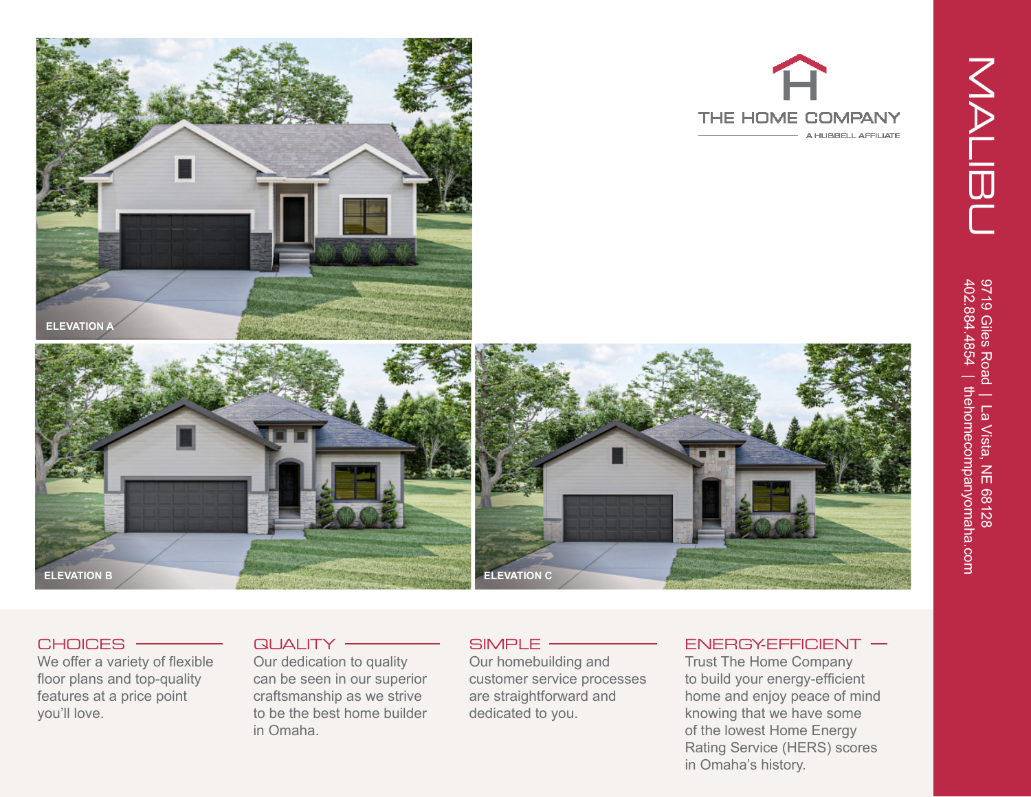# MALIBU

9719 Giles Road | La Vista, NE 68128
402.884.4854 | thehomecompanyomaha.com

THE HOME COMPANY
A HUBBELL AFFILIATE

ELEVATION A

ELEVATION B

ELEVATION C

## CHOICES

We offer a variety of flexible floor plans and top-quality features at a price point you'll love.

## QUALITY

Our dedication to quality can be seen in our superior craftsmanship as we strive to be the best home builder in Omaha.

## SIMPLE

Our homebuilding and customer service processes are straightforward and dedicated to you.

## ENERGY-EFFICIENT

Trust The Home Company to build your energy-efficient home and enjoy peace of mind knowing that we have some of the lowest Home Energy Rating Service (HERS) scores in Omaha's history.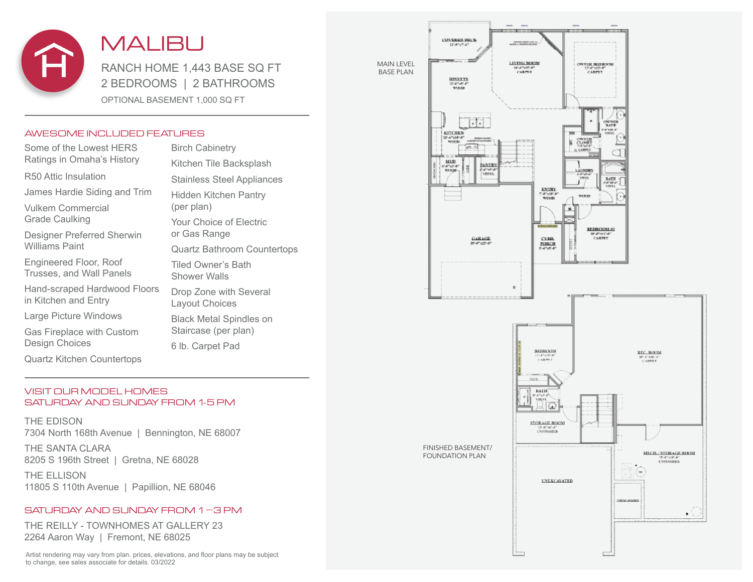# MALIBU

RANCH HOME 1,443 BASE SQ FT
2 BEDROOMS | 2 BATHROOMS
OPTIONAL BASEMENT 1,000 SQ FT

## AWESOME INCLUDED FEATURES

- Some of the Lowest HERS Ratings in Omaha's History
- R50 Attic Insulation
- James Hardie Siding and Trim
- Vulkem Commercial Grade Caulking
- Designer Preferred Sherwin Williams Paint
- Engineered Floor, Roof Trusses, and Wall Panels
- Hand-scraped Hardwood Floors in Kitchen and Entry
- Large Picture Windows
- Gas Fireplace with Custom Design Choices
- Quartz Kitchen Countertops
- Birch Cabinetry
- Kitchen Tile Backsplash
- Stainless Steel Appliances
- Hidden Kitchen Pantry (per plan)
- Your Choice of Electric or Gas Range
- Quartz Bathroom Countertops
- Tiled Owner's Bath Shower Walls
- Drop Zone with Several Layout Choices
- Black Metal Spindles on Staircase (per plan)
- 6 lb. Carpet Pad

## VISIT OUR MODEL HOMES SATURDAY AND SUNDAY FROM 1-5 PM

THE EDISON
7304 North 168th Avenue | Bennington, NE 68007

THE SANTA CLARA
8205 S 196th Street | Gretna, NE 68028

THE ELLISON
11805 S 110th Avenue | Papillion, NE 68046

## SATURDAY AND SUNDAY FROM 1 – 3 PM

THE REILLY - TOWNHOMES AT GALLERY 23
2264 Aaron Way | Fremont, NE 68025

Artist rendering may vary from plan. prices, elevations, and floor plans may be subject to change, see sales associate for details. 03/2022

MAIN LEVEL
BASE PLAN

FINISHED BASEMENT/
FOUNDATION PLAN